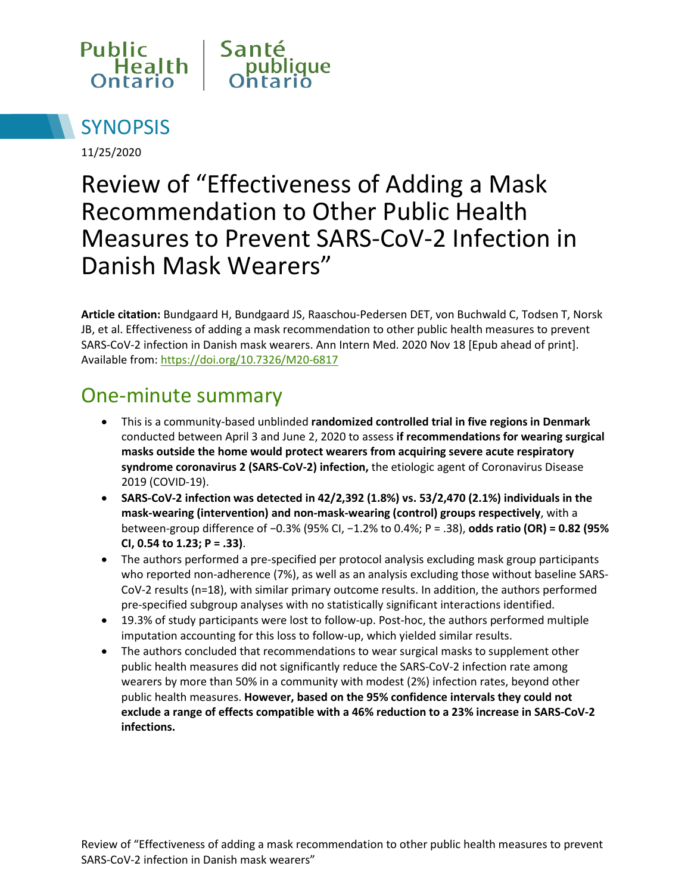Public Health Ontario | Santé publique Ontario

# SYNOPSIS

11/25/2020

# Review of "Effectiveness of Adding a Mask Recommendation to Other Public Health Measures to Prevent SARS-CoV-2 Infection in Danish Mask Wearers"

**Article citation:** Bundgaard H, Bundgaard JS, Raaschou-Pedersen DET, von Buchwald C, Todsen T, Norsk JB, et al. Effectiveness of adding a mask recommendation to other public health measures to prevent SARS-CoV-2 infection in Danish mask wearers. Ann Intern Med. 2020 Nov 18 [Epub ahead of print]. Available from: https://doi.org/10.7326/M20-6817

## One-minute summary

- This is a community-based unblinded **randomized controlled trial in five regions in Denmark** conducted between April 3 and June 2, 2020 to assess **if recommendations for wearing surgical masks outside the home would protect wearers from acquiring severe acute respiratory syndrome coronavirus 2 (SARS-CoV-2) infection,** the etiologic agent of Coronavirus Disease 2019 (COVID-19).
- **SARS-CoV-2 infection was detected in 42/2,392 (1.8%) vs. 53/2,470 (2.1%) individuals in the mask-wearing (intervention) and non-mask-wearing (control) groups respectively**, with a between-group difference of −0.3% (95% CI, −1.2% to 0.4%; P = .38), **odds ratio (OR) = 0.82 (95% CI, 0.54 to 1.23; P = .33)**.
- The authors performed a pre-specified per protocol analysis excluding mask group participants who reported non-adherence (7%), as well as an analysis excluding those without baseline SARS-CoV-2 results (n=18), with similar primary outcome results. In addition, the authors performed pre-specified subgroup analyses with no statistically significant interactions identified.
- 19.3% of study participants were lost to follow-up. Post-hoc, the authors performed multiple imputation accounting for this loss to follow-up, which yielded similar results.
- The authors concluded that recommendations to wear surgical masks to supplement other public health measures did not significantly reduce the SARS-CoV-2 infection rate among wearers by more than 50% in a community with modest (2%) infection rates, beyond other public health measures. **However, based on the 95% confidence intervals they could not exclude a range of effects compatible with a 46% reduction to a 23% increase in SARS-CoV-2 infections.**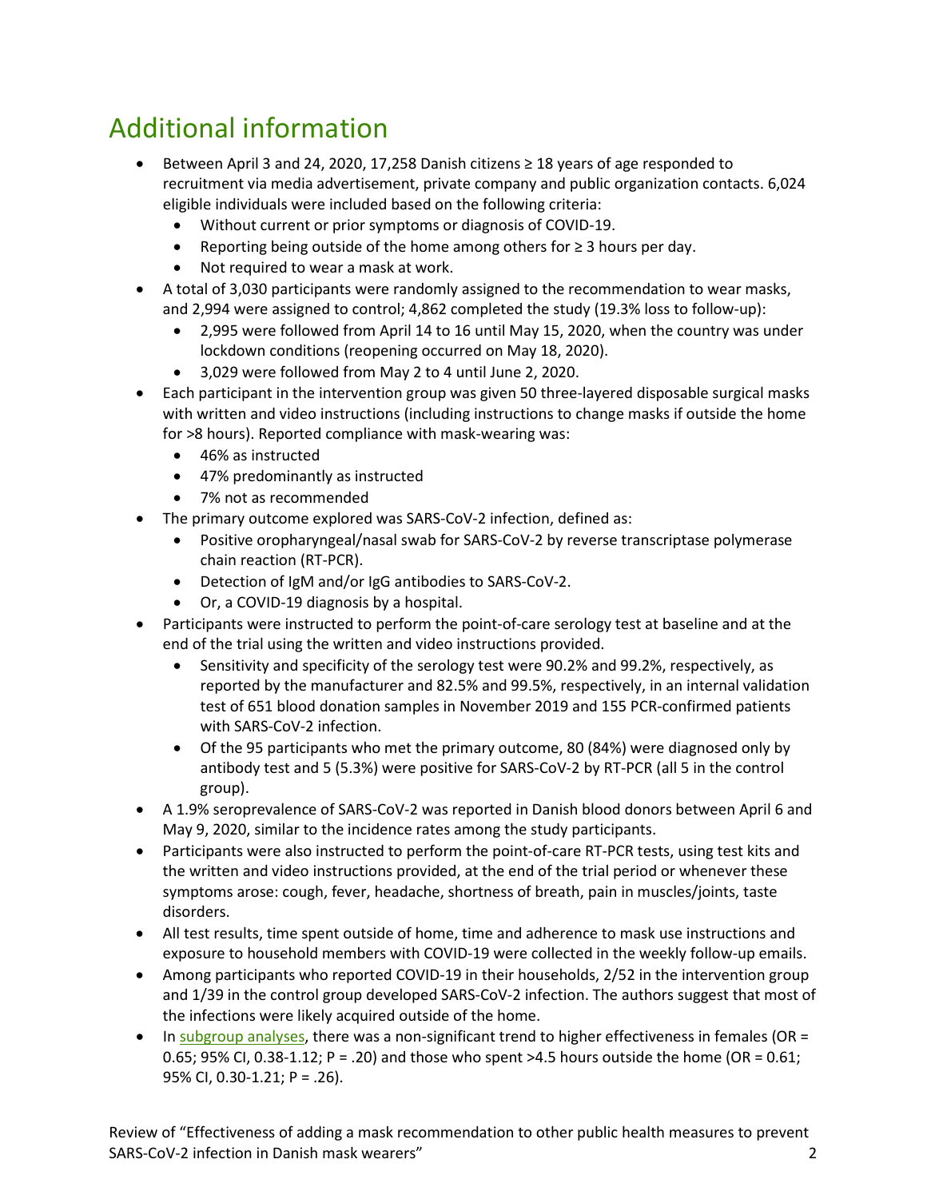# Additional information

- Between April 3 and 24, 2020, 17,258 Danish citizens ≥ 18 years of age responded to recruitment via media advertisement, private company and public organization contacts. 6,024 eligible individuals were included based on the following criteria:
  - Without current or prior symptoms or diagnosis of COVID-19.
  - Reporting being outside of the home among others for ≥ 3 hours per day.
  - Not required to wear a mask at work.
- A total of 3,030 participants were randomly assigned to the recommendation to wear masks, and 2,994 were assigned to control; 4,862 completed the study (19.3% loss to follow-up):
  - 2,995 were followed from April 14 to 16 until May 15, 2020, when the country was under lockdown conditions (reopening occurred on May 18, 2020).
  - 3,029 were followed from May 2 to 4 until June 2, 2020.
- Each participant in the intervention group was given 50 three-layered disposable surgical masks with written and video instructions (including instructions to change masks if outside the home for >8 hours). Reported compliance with mask-wearing was:
  - 46% as instructed
  - 47% predominantly as instructed
  - 7% not as recommended
- The primary outcome explored was SARS-CoV-2 infection, defined as:
  - Positive oropharyngeal/nasal swab for SARS-CoV-2 by reverse transcriptase polymerase chain reaction (RT-PCR).
  - Detection of IgM and/or IgG antibodies to SARS-CoV-2.
  - Or, a COVID-19 diagnosis by a hospital.
- Participants were instructed to perform the point-of-care serology test at baseline and at the end of the trial using the written and video instructions provided.
  - Sensitivity and specificity of the serology test were 90.2% and 99.2%, respectively, as reported by the manufacturer and 82.5% and 99.5%, respectively, in an internal validation test of 651 blood donation samples in November 2019 and 155 PCR-confirmed patients with SARS-CoV-2 infection.
  - Of the 95 participants who met the primary outcome, 80 (84%) were diagnosed only by antibody test and 5 (5.3%) were positive for SARS-CoV-2 by RT-PCR (all 5 in the control group).
- A 1.9% seroprevalence of SARS-CoV-2 was reported in Danish blood donors between April 6 and May 9, 2020, similar to the incidence rates among the study participants.
- Participants were also instructed to perform the point-of-care RT-PCR tests, using test kits and the written and video instructions provided, at the end of the trial period or whenever these symptoms arose: cough, fever, headache, shortness of breath, pain in muscles/joints, taste disorders.
- All test results, time spent outside of home, time and adherence to mask use instructions and exposure to household members with COVID-19 were collected in the weekly follow-up emails.
- Among participants who reported COVID-19 in their households, 2/52 in the intervention group and 1/39 in the control group developed SARS-CoV-2 infection. The authors suggest that most of the infections were likely acquired outside of the home.
- In subgroup analyses, there was a non-significant trend to higher effectiveness in females (OR = 0.65; 95% CI, 0.38-1.12; P = .20) and those who spent >4.5 hours outside the home (OR = 0.61; 95% CI, 0.30-1.21; P = .26).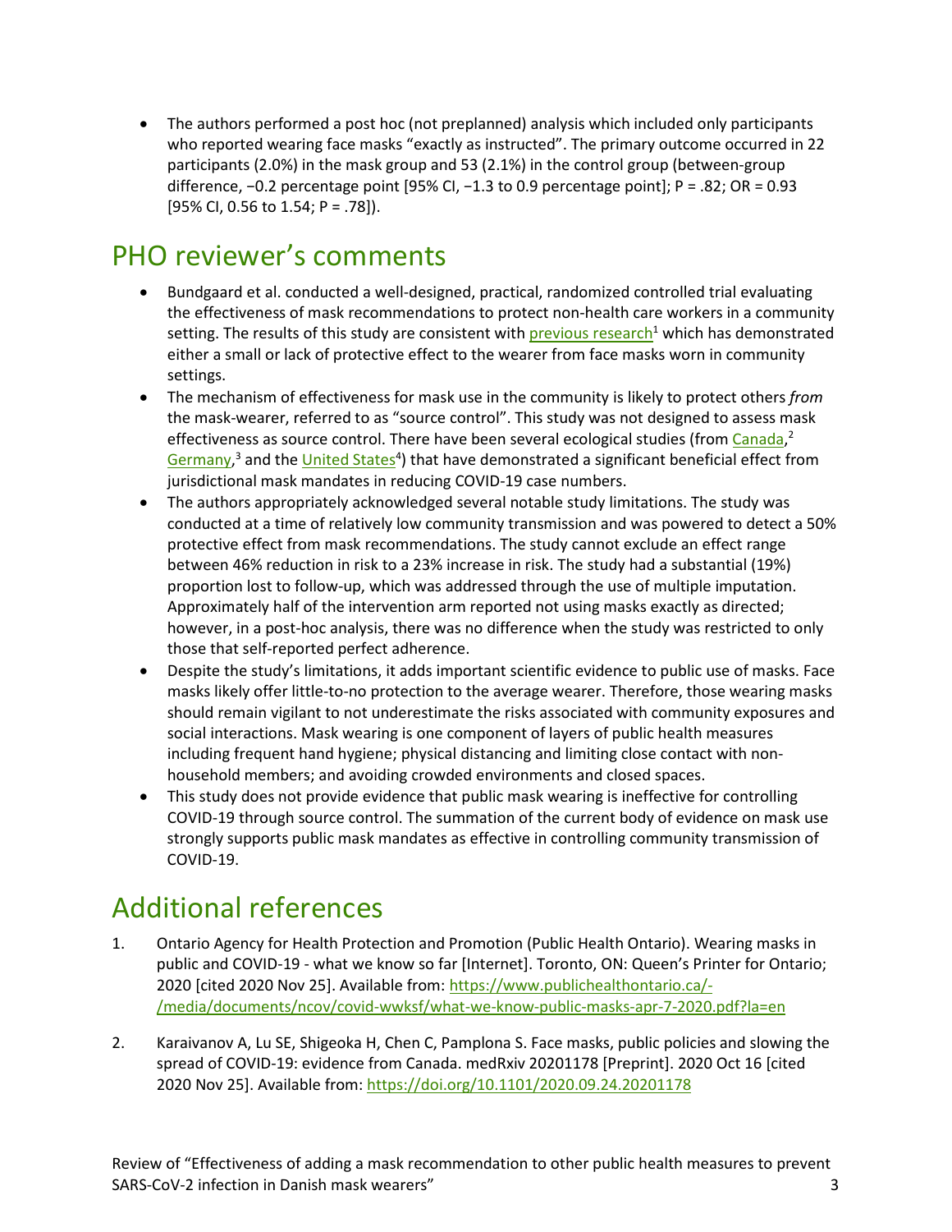- The authors performed a post hoc (not preplanned) analysis which included only participants who reported wearing face masks "exactly as instructed". The primary outcome occurred in 22 participants (2.0%) in the mask group and 53 (2.1%) in the control group (between-group difference, −0.2 percentage point [95% CI, −1.3 to 0.9 percentage point]; P = .82; OR = 0.93 [95% CI, 0.56 to 1.54; P = .78]).

## PHO reviewer's comments

- Bundgaard et al. conducted a well-designed, practical, randomized controlled trial evaluating the effectiveness of mask recommendations to protect non-health care workers in a community setting. The results of this study are consistent with previous research[1] which has demonstrated either a small or lack of protective effect to the wearer from face masks worn in community settings.
- The mechanism of effectiveness for mask use in the community is likely to protect others *from* the mask-wearer, referred to as "source control". This study was not designed to assess mask effectiveness as source control. There have been several ecological studies (from Canada,[2] Germany,[3] and the United States[4]) that have demonstrated a significant beneficial effect from jurisdictional mask mandates in reducing COVID-19 case numbers.
- The authors appropriately acknowledged several notable study limitations. The study was conducted at a time of relatively low community transmission and was powered to detect a 50% protective effect from mask recommendations. The study cannot exclude an effect range between 46% reduction in risk to a 23% increase in risk. The study had a substantial (19%) proportion lost to follow-up, which was addressed through the use of multiple imputation. Approximately half of the intervention arm reported not using masks exactly as directed; however, in a post-hoc analysis, there was no difference when the study was restricted to only those that self-reported perfect adherence.
- Despite the study's limitations, it adds important scientific evidence to public use of masks. Face masks likely offer little-to-no protection to the average wearer. Therefore, those wearing masks should remain vigilant to not underestimate the risks associated with community exposures and social interactions. Mask wearing is one component of layers of public health measures including frequent hand hygiene; physical distancing and limiting close contact with non-household members; and avoiding crowded environments and closed spaces.
- This study does not provide evidence that public mask wearing is ineffective for controlling COVID-19 through source control. The summation of the current body of evidence on mask use strongly supports public mask mandates as effective in controlling community transmission of COVID-19.

## Additional references

1. Ontario Agency for Health Protection and Promotion (Public Health Ontario). Wearing masks in public and COVID-19 - what we know so far [Internet]. Toronto, ON: Queen's Printer for Ontario; 2020 [cited 2020 Nov 25]. Available from: https://www.publichealthontario.ca/-/media/documents/ncov/covid-wwksf/what-we-know-public-masks-apr-7-2020.pdf?la=en

2. Karaivanov A, Lu SE, Shigeoka H, Chen C, Pamplona S. Face masks, public policies and slowing the spread of COVID-19: evidence from Canada. medRxiv 20201178 [Preprint]. 2020 Oct 16 [cited 2020 Nov 25]. Available from: https://doi.org/10.1101/2020.09.24.20201178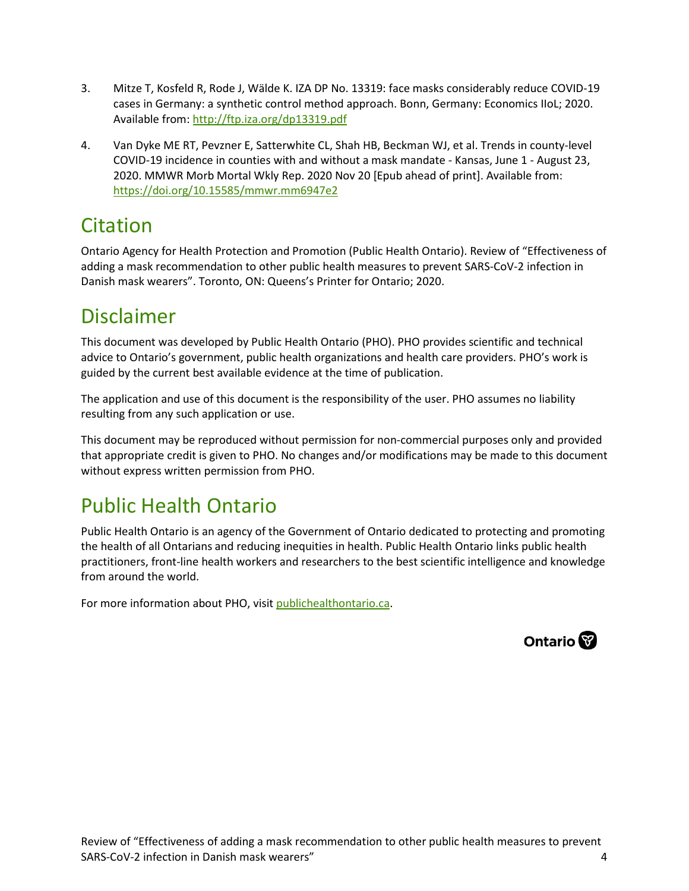3. Mitze T, Kosfeld R, Rode J, Wälde K. IZA DP No. 13319: face masks considerably reduce COVID-19 cases in Germany: a synthetic control method approach. Bonn, Germany: Economics IIoL; 2020. Available from: [http://ftp.iza.org/dp13319.pdf](http://ftp.iza.org/dp13319.pdf)

4. Van Dyke ME RT, Pevzner E, Satterwhite CL, Shah HB, Beckman WJ, et al. Trends in county-level COVID-19 incidence in counties with and without a mask mandate - Kansas, June 1 - August 23, 2020. MMWR Morb Mortal Wkly Rep. 2020 Nov 20 [Epub ahead of print]. Available from: [https://doi.org/10.15585/mmwr.mm6947e2](https://doi.org/10.15585/mmwr.mm6947e2)

## Citation

Ontario Agency for Health Protection and Promotion (Public Health Ontario). Review of "Effectiveness of adding a mask recommendation to other public health measures to prevent SARS-CoV-2 infection in Danish mask wearers". Toronto, ON: Queens's Printer for Ontario; 2020.

## Disclaimer

This document was developed by Public Health Ontario (PHO). PHO provides scientific and technical advice to Ontario's government, public health organizations and health care providers. PHO's work is guided by the current best available evidence at the time of publication.

The application and use of this document is the responsibility of the user. PHO assumes no liability resulting from any such application or use.

This document may be reproduced without permission for non-commercial purposes only and provided that appropriate credit is given to PHO. No changes and/or modifications may be made to this document without express written permission from PHO.

## Public Health Ontario

Public Health Ontario is an agency of the Government of Ontario dedicated to protecting and promoting the health of all Ontarians and reducing inequities in health. Public Health Ontario links public health practitioners, front-line health workers and researchers to the best scientific intelligence and knowledge from around the world.

For more information about PHO, visit [publichealthontario.ca](publichealthontario.ca).

Ontario